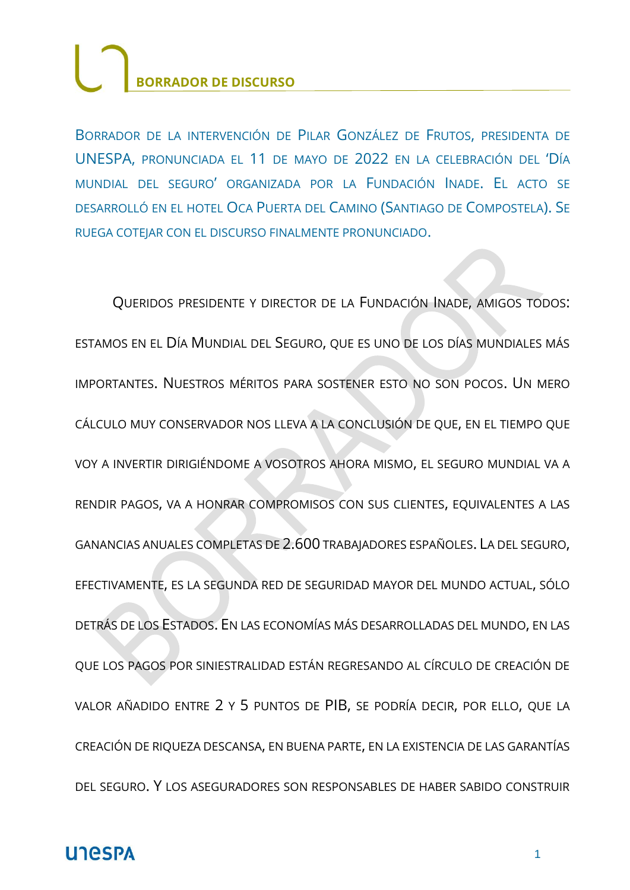**BORRADOR DE DISCURSO**

Borrador de la intervención de Pilar González de Frutos, presidenta de UNESPA, pronunciada el 11 de mayo de 2022 en la celebración del 'Día mundial del seguro' organizada por la Fundación Inade. El acto se desarrolló en el hotel Oca Puerta del Camino (Santiago de Compostela). Se ruega cotejar con el discurso finalmente pronunciado.

Queridos presidente y director de la Fundación Inade, amigos todos: estamos en el Día Mundial del Seguro, que es uno de los días mundiales más importantes. Nuestros méritos para sostener esto no son pocos. Un mero cálculo muy conservador nos lleva a la conclusión de que, en el tiempo que voy a invertir dirigiéndome a vosotros ahora mismo, el seguro mundial va a rendir pagos, va a honrar compromisos con sus clientes, equivalentes a las ganancias anuales completas de 2.600 trabajadores españoles. La del seguro, efectivamente, es la segunda red de seguridad mayor del mundo actual, sólo detrás de los Estados. En las economías más desarrolladas del mundo, en las que los pagos por siniestralidad están regresando al círculo de creación de valor añadido entre 2 y 5 puntos de PIB, se podría decir, por ello, que la creación de riqueza descansa, en buena parte, en la existencia de las garantías del seguro. Y los aseguradores son responsables de haber sabido construir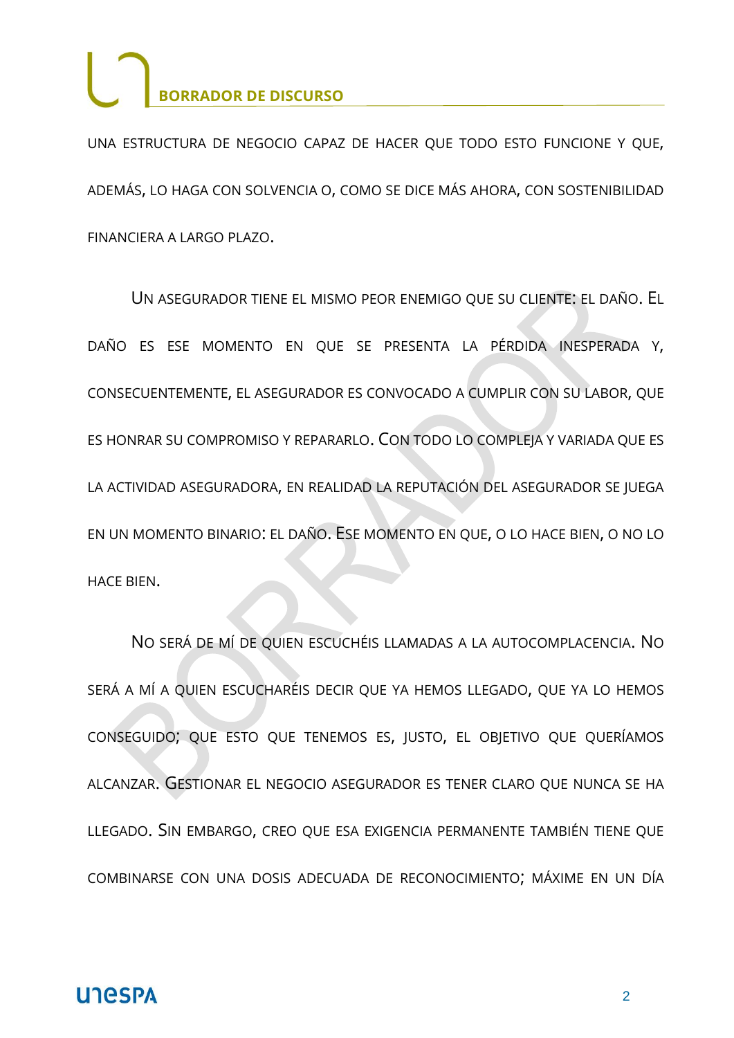UNA ESTRUCTURA DE NEGOCIO CAPAZ DE HACER QUE TODO ESTO FUNCIONE Y QUE, ADEMÁS, LO HAGA CON SOLVENCIA O, COMO SE DICE MÁS AHORA, CON SOSTENIBILIDAD FINANCIERA A LARGO PLAZO.

UN ASEGURADOR TIENE EL MISMO PEOR ENEMIGO QUE SU CLIENTE: EL DAÑO. EL DAÑO ES ESE MOMENTO EN QUE SE PRESENTA LA PÉRDIDA INESPERADA Y, CONSECUENTEMENTE, EL ASEGURADOR ES CONVOCADO A CUMPLIR CON SU LABOR, QUE ES HONRAR SU COMPROMISO Y REPARARLO. CON TODO LO COMPLEJA Y VARIADA QUE ES LA ACTIVIDAD ASEGURADORA, EN REALIDAD LA REPUTACIÓN DEL ASEGURADOR SE JUEGA EN UN MOMENTO BINARIO: EL DAÑO. ESE MOMENTO EN QUE, O LO HACE BIEN, O NO LO HACE BIEN.

NO SERÁ DE MÍ DE QUIEN ESCUCHÉIS LLAMADAS A LA AUTOCOMPLACENCIA. NO SERÁ A MÍ A QUIEN ESCUCHARÉIS DECIR QUE YA HEMOS LLEGADO, QUE YA LO HEMOS CONSEGUIDO; QUE ESTO QUE TENEMOS ES, JUSTO, EL OBJETIVO QUE QUERÍAMOS ALCANZAR. GESTIONAR EL NEGOCIO ASEGURADOR ES TENER CLARO QUE NUNCA SE HA LLEGADO. SIN EMBARGO, CREO QUE ESA EXIGENCIA PERMANENTE TAMBIÉN TIENE QUE COMBINARSE CON UNA DOSIS ADECUADA DE RECONOCIMIENTO; MÁXIME EN UN DÍA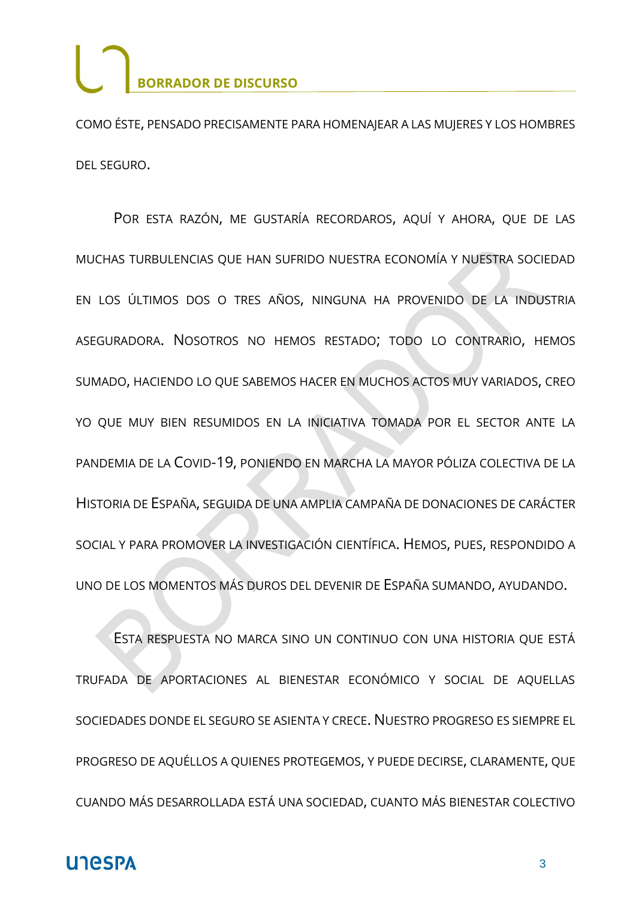COMO ÉSTE, PENSADO PRECISAMENTE PARA HOMENAJEAR A LAS MUJERES Y LOS HOMBRES DEL SEGURO.

POR ESTA RAZÓN, ME GUSTARÍA RECORDAROS, AQUÍ Y AHORA, QUE DE LAS MUCHAS TURBULENCIAS QUE HAN SUFRIDO NUESTRA ECONOMÍA Y NUESTRA SOCIEDAD EN LOS ÚLTIMOS DOS O TRES AÑOS, NINGUNA HA PROVENIDO DE LA INDUSTRIA ASEGURADORA. NOSOTROS NO HEMOS RESTADO; TODO LO CONTRARIO, HEMOS SUMADO, HACIENDO LO QUE SABEMOS HACER EN MUCHOS ACTOS MUY VARIADOS, CREO YO QUE MUY BIEN RESUMIDOS EN LA INICIATIVA TOMADA POR EL SECTOR ANTE LA PANDEMIA DE LA COVID-19, PONIENDO EN MARCHA LA MAYOR PÓLIZA COLECTIVA DE LA HISTORIA DE ESPAÑA, SEGUIDA DE UNA AMPLIA CAMPAÑA DE DONACIONES DE CARÁCTER SOCIAL Y PARA PROMOVER LA INVESTIGACIÓN CIENTÍFICA. HEMOS, PUES, RESPONDIDO A UNO DE LOS MOMENTOS MÁS DUROS DEL DEVENIR DE ESPAÑA SUMANDO, AYUDANDO.

ESTA RESPUESTA NO MARCA SINO UN CONTINUO CON UNA HISTORIA QUE ESTÁ TRUFADA DE APORTACIONES AL BIENESTAR ECONÓMICO Y SOCIAL DE AQUELLAS SOCIEDADES DONDE EL SEGURO SE ASIENTA Y CRECE. NUESTRO PROGRESO ES SIEMPRE EL PROGRESO DE AQUÉLLOS A QUIENES PROTEGEMOS, Y PUEDE DECIRSE, CLARAMENTE, QUE CUANDO MÁS DESARROLLADA ESTÁ UNA SOCIEDAD, CUANTO MÁS BIENESTAR COLECTIVO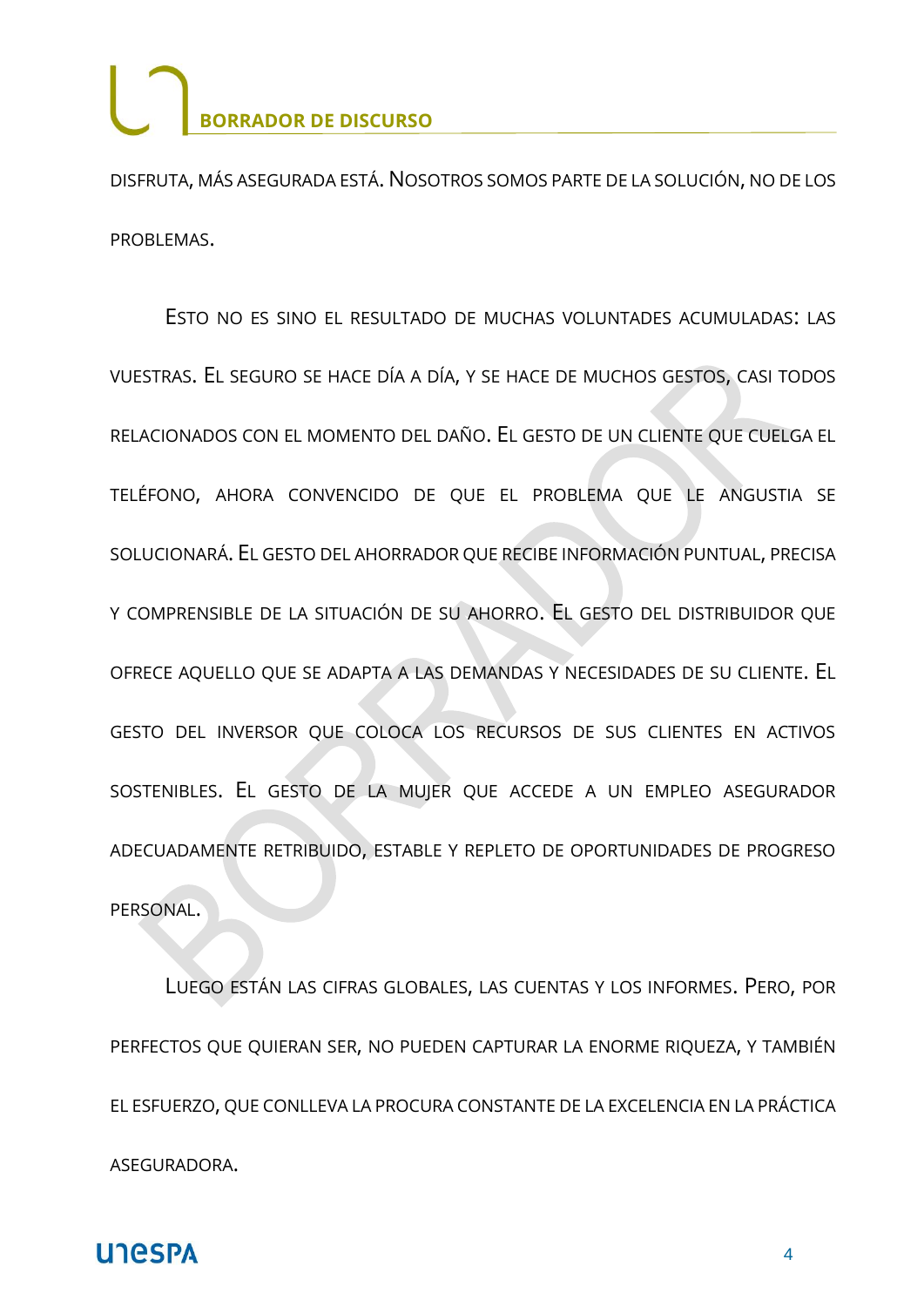DISFRUTA, MÁS ASEGURADA ESTÁ. NOSOTROS SOMOS PARTE DE LA SOLUCIÓN, NO DE LOS PROBLEMAS.

ESTO NO ES SINO EL RESULTADO DE MUCHAS VOLUNTADES ACUMULADAS: LAS VUESTRAS. EL SEGURO SE HACE DÍA A DÍA, Y SE HACE DE MUCHOS GESTOS, CASI TODOS RELACIONADOS CON EL MOMENTO DEL DAÑO. EL GESTO DE UN CLIENTE QUE CUELGA EL TELÉFONO, AHORA CONVENCIDO DE QUE EL PROBLEMA QUE LE ANGUSTIA SE SOLUCIONARÁ. EL GESTO DEL AHORRADOR QUE RECIBE INFORMACIÓN PUNTUAL, PRECISA Y COMPRENSIBLE DE LA SITUACIÓN DE SU AHORRO. EL GESTO DEL DISTRIBUIDOR QUE OFRECE AQUELLO QUE SE ADAPTA A LAS DEMANDAS Y NECESIDADES DE SU CLIENTE. EL GESTO DEL INVERSOR QUE COLOCA LOS RECURSOS DE SUS CLIENTES EN ACTIVOS SOSTENIBLES. EL GESTO DE LA MUJER QUE ACCEDE A UN EMPLEO ASEGURADOR ADECUADAMENTE RETRIBUIDO, ESTABLE Y REPLETO DE OPORTUNIDADES DE PROGRESO PERSONAL.

LUEGO ESTÁN LAS CIFRAS GLOBALES, LAS CUENTAS Y LOS INFORMES. PERO, POR PERFECTOS QUE QUIERAN SER, NO PUEDEN CAPTURAR LA ENORME RIQUEZA, Y TAMBIÉN EL ESFUERZO, QUE CONLLEVA LA PROCURA CONSTANTE DE LA EXCELENCIA EN LA PRÁCTICA ASEGURADORA.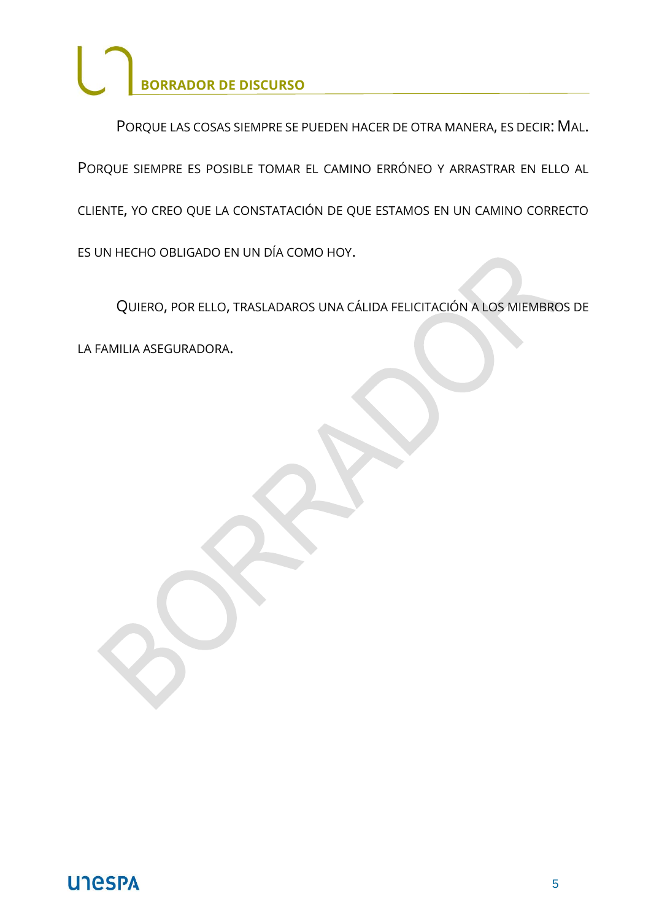PORQUE LAS COSAS SIEMPRE SE PUEDEN HACER DE OTRA MANERA, ES DECIR: MAL. PORQUE SIEMPRE ES POSIBLE TOMAR EL CAMINO ERRÓNEO Y ARRASTRAR EN ELLO AL CLIENTE, YO CREO QUE LA CONSTATACIÓN DE QUE ESTAMOS EN UN CAMINO CORRECTO ES UN HECHO OBLIGADO EN UN DÍA COMO HOY.

QUIERO, POR ELLO, TRASLADAROS UNA CÁLIDA FELICITACIÓN A LOS MIEMBROS DE LA FAMILIA ASEGURADORA.